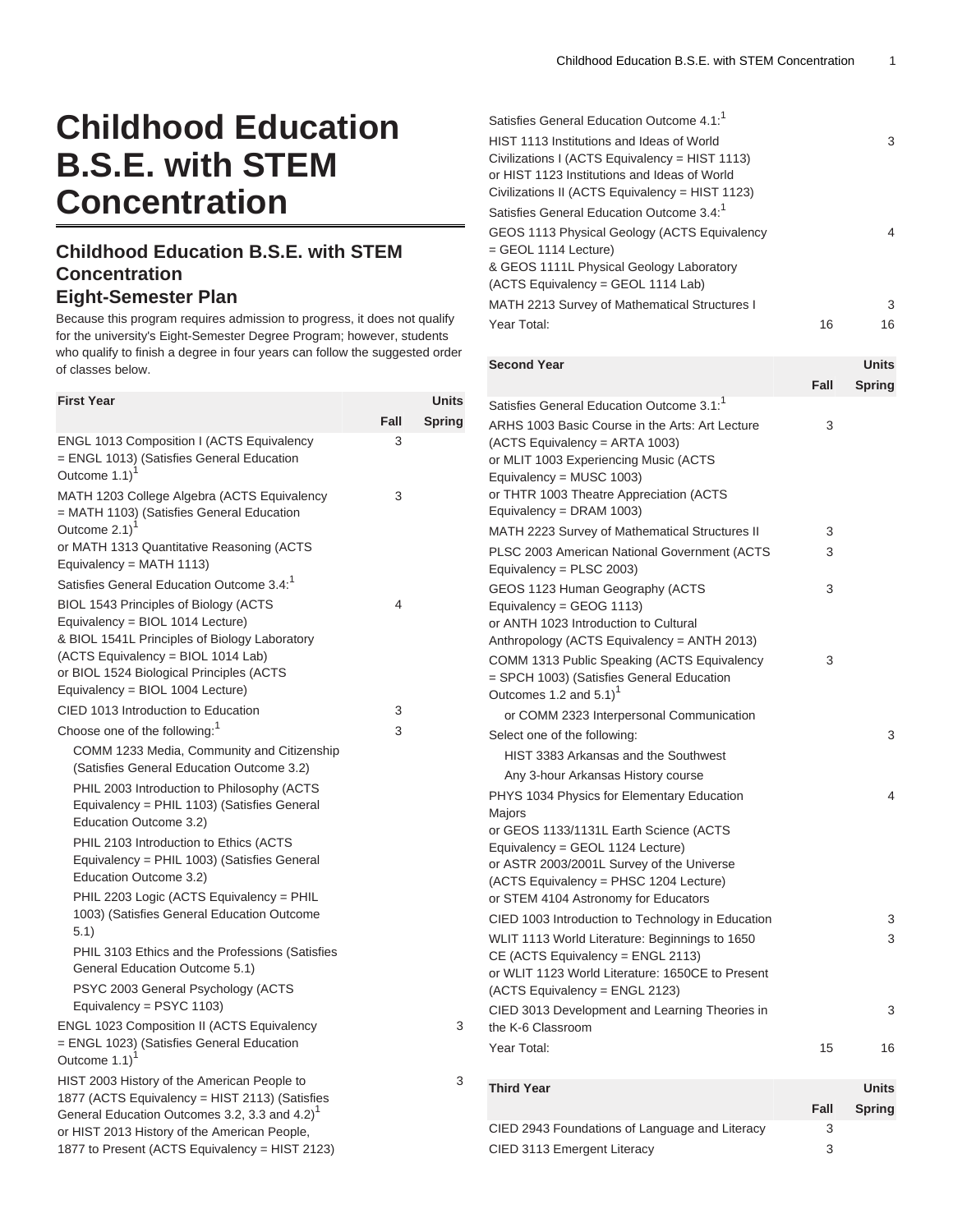# Childhood Education B.S.E. with STEM Concentration

## Childhood Education B.S.E. with STEM Concentration

### Eight-Semester Plan

Because this program requires admission to progress, it does not qualify for the university's Eight-Semester Degree Program; however, students who qualify to finish a degree in four years can follow the suggested order of classes below.

| First Year | Units | |
|---|---|---|
| | Fall | Spring |
| ENGL 1013 Composition I (ACTS Equivalency = ENGL 1013) (Satisfies General Education Outcome 1.1)[1] | 3 | |
| MATH 1203 College Algebra (ACTS Equivalency = MATH 1103) (Satisfies General Education Outcome 2.1)[1] or MATH 1313 Quantitative Reasoning (ACTS Equivalency = MATH 1113) | 3 | |
| Satisfies General Education Outcome 3.4:[1] | | |
| BIOL 1543 Principles of Biology (ACTS Equivalency = BIOL 1014 Lecture) & BIOL 1541L Principles of Biology Laboratory (ACTS Equivalency = BIOL 1014 Lab) or BIOL 1524 Biological Principles (ACTS Equivalency = BIOL 1004 Lecture) | 4 | |
| CIED 1013 Introduction to Education | 3 | |
| Choose one of the following:[1] | 3 | |
| COMM 1233 Media, Community and Citizenship (Satisfies General Education Outcome 3.2) | | |
| PHIL 2003 Introduction to Philosophy (ACTS Equivalency = PHIL 1103) (Satisfies General Education Outcome 3.2) | | |
| PHIL 2103 Introduction to Ethics (ACTS Equivalency = PHIL 1003) (Satisfies General Education Outcome 3.2) | | |
| PHIL 2203 Logic (ACTS Equivalency = PHIL 1003) (Satisfies General Education Outcome 5.1) | | |
| PHIL 3103 Ethics and the Professions (Satisfies General Education Outcome 5.1) | | |
| PSYC 2003 General Psychology (ACTS Equivalency = PSYC 1103) | | |
| ENGL 1023 Composition II (ACTS Equivalency = ENGL 1023) (Satisfies General Education Outcome 1.1)[1] | | 3 |
| HIST 2003 History of the American People to 1877 (ACTS Equivalency = HIST 2113) (Satisfies General Education Outcomes 3.2, 3.3 and 4.2)[1] or HIST 2013 History of the American People, 1877 to Present (ACTS Equivalency = HIST 2123) | | 3 |
| Satisfies General Education Outcome 4.1:[1] | | |
| HIST 1113 Institutions and Ideas of World Civilizations I (ACTS Equivalency = HIST 1113) or HIST 1123 Institutions and Ideas of World Civilizations II (ACTS Equivalency = HIST 1123) | | 3 |
| Satisfies General Education Outcome 3.4:[1] | | |
| GEOS 1113 Physical Geology (ACTS Equivalency = GEOL 1114 Lecture) & GEOS 1111L Physical Geology Laboratory (ACTS Equivalency = GEOL 1114 Lab) | | 4 |
| MATH 2213 Survey of Mathematical Structures I | | 3 |
| Year Total: | 16 | 16 |

| Second Year | Units | |
|---|---|---|
| | Fall | Spring |
| Satisfies General Education Outcome 3.1:[1] | | |
| ARHS 1003 Basic Course in the Arts: Art Lecture (ACTS Equivalency = ARTA 1003) or MLIT 1003 Experiencing Music (ACTS Equivalency = MUSC 1003) or THTR 1003 Theatre Appreciation (ACTS Equivalency = DRAM 1003) | 3 | |
| MATH 2223 Survey of Mathematical Structures II | 3 | |
| PLSC 2003 American National Government (ACTS Equivalency = PLSC 2003) | 3 | |
| GEOS 1123 Human Geography (ACTS Equivalency = GEOG 1113) or ANTH 1023 Introduction to Cultural Anthropology (ACTS Equivalency = ANTH 2013) | 3 | |
| COMM 1313 Public Speaking (ACTS Equivalency = SPCH 1003) (Satisfies General Education Outcomes 1.2 and 5.1)[1] | 3 | |
| or COMM 2323 Interpersonal Communication | | |
| Select one of the following: | | 3 |
| HIST 3383 Arkansas and the Southwest | | |
| Any 3-hour Arkansas History course | | |
| PHYS 1034 Physics for Elementary Education Majors or GEOS 1133/1131L Earth Science (ACTS Equivalency = GEOL 1124 Lecture) or ASTR 2003/2001L Survey of the Universe (ACTS Equivalency = PHSC 1204 Lecture) or STEM 4104 Astronomy for Educators | | 4 |
| CIED 1003 Introduction to Technology in Education | | 3 |
| WLIT 1113 World Literature: Beginnings to 1650 CE (ACTS Equivalency = ENGL 2113) or WLIT 1123 World Literature: 1650CE to Present (ACTS Equivalency = ENGL 2123) | | 3 |
| CIED 3013 Development and Learning Theories in the K-6 Classroom | | 3 |
| Year Total: | 15 | 16 |

| Third Year | Units | |
|---|---|---|
| | Fall | Spring |
| CIED 2943 Foundations of Language and Literacy | 3 | |
| CIED 3113 Emergent Literacy | 3 | |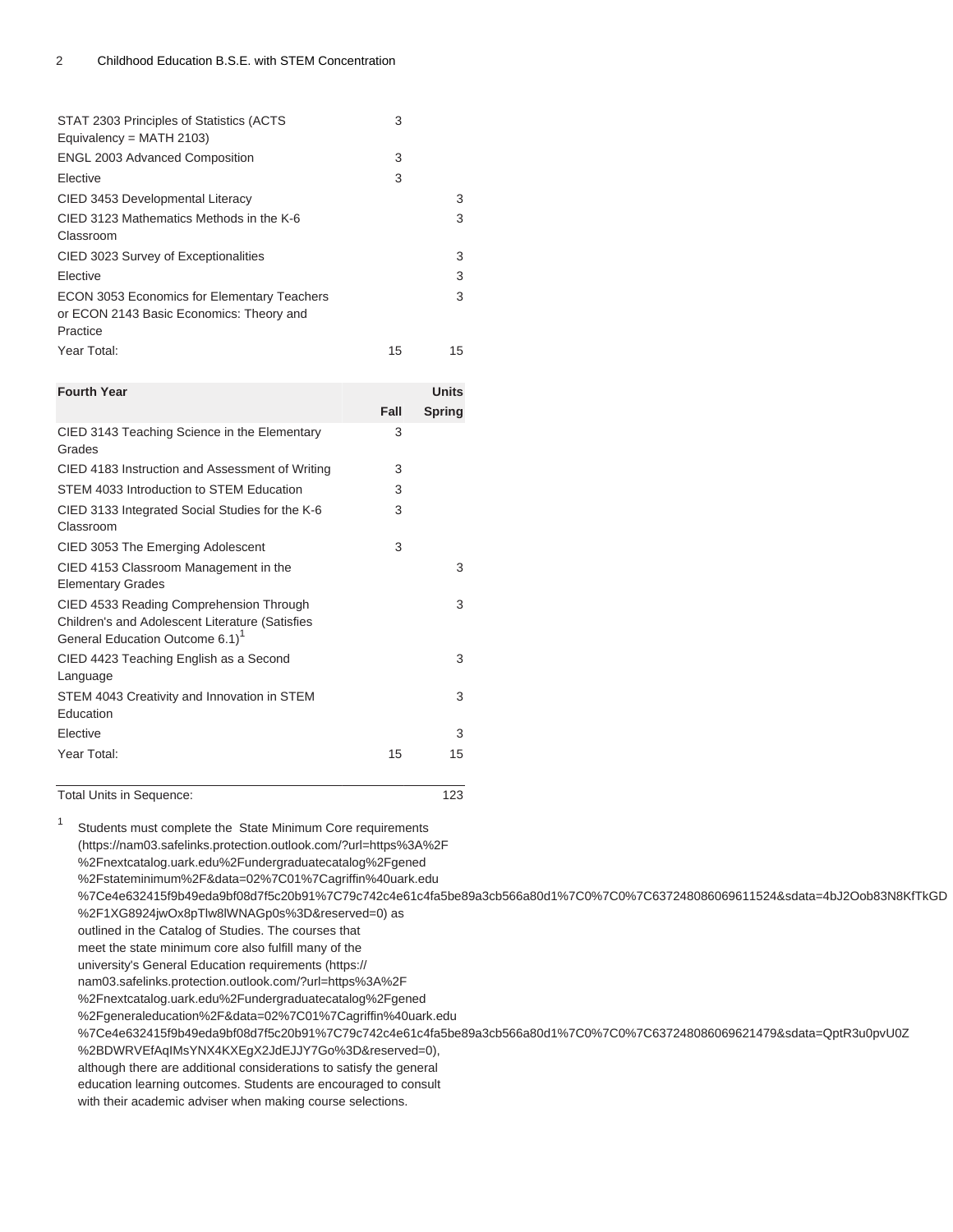| | Fall | Spring |
|---|---|---|
| STAT 2303 Principles of Statistics (ACTS Equivalency = MATH 2103) | 3 | |
| ENGL 2003 Advanced Composition | 3 | |
| Elective | 3 | |
| CIED 3453 Developmental Literacy | | 3 |
| CIED 3123 Mathematics Methods in the K-6 Classroom | | 3 |
| CIED 3023 Survey of Exceptionalities | | 3 |
| Elective | | 3 |
| ECON 3053 Economics for Elementary Teachers or ECON 2143 Basic Economics: Theory and Practice | | 3 |
| Year Total: | 15 | 15 |

| Fourth Year | | Units |
|---|---|---|
| | Fall | Spring |
| CIED 3143 Teaching Science in the Elementary Grades | 3 | |
| CIED 4183 Instruction and Assessment of Writing | 3 | |
| STEM 4033 Introduction to STEM Education | 3 | |
| CIED 3133 Integrated Social Studies for the K-6 Classroom | 3 | |
| CIED 3053 The Emerging Adolescent | 3 | |
| CIED 4153 Classroom Management in the Elementary Grades | | 3 |
| CIED 4533 Reading Comprehension Through Children's and Adolescent Literature (Satisfies General Education Outcome 6.1)[1] | | 3 |
| CIED 4423 Teaching English as a Second Language | | 3 |
| STEM 4043 Creativity and Innovation in STEM Education | | 3 |
| Elective | | 3 |
| Year Total: | 15 | 15 |

| | |
|---|---|
| Total Units in Sequence: | 123 |

[1] Students must complete the State Minimum Core requirements (https://nam03.safelinks.protection.outlook.com/?url=https%3A%2F%2Fnextcatalog.uark.edu%2Fundergraduatecatalog%2Fgened%2Fstateminimum%2F&data=02%7C01%7Cagriffin%40uark.edu%7Ce4e632415f9b49eda9bf08d7f5c20b91%7C79c742c4e61c4fa5be89a3cb566a80d1%7C0%7C0%7C637248086069611524&sdata=4bJ2Oob83N8KfTkGD%2F1XG8924jwOx8pTlw8lWNAGp0s%3D&reserved=0) as outlined in the Catalog of Studies. The courses that meet the state minimum core also fulfill many of the university's General Education requirements (https://nam03.safelinks.protection.outlook.com/?url=https%3A%2F%2Fnextcatalog.uark.edu%2Fundergraduatecatalog%2Fgened%2Fgeneraleducation%2F&data=02%7C01%7Cagriffin%40uark.edu%7Ce4e632415f9b49eda9bf08d7f5c20b91%7C79c742c4e61c4fa5be89a3cb566a80d1%7C0%7C0%7C637248086069621479&sdata=QptR3u0pvU0Z%2BDWRVEfAqIMsYNX4KXEgX2JdEJJY7Go%3D&reserved=0), although there are additional considerations to satisfy the general education learning outcomes. Students are encouraged to consult with their academic adviser when making course selections.